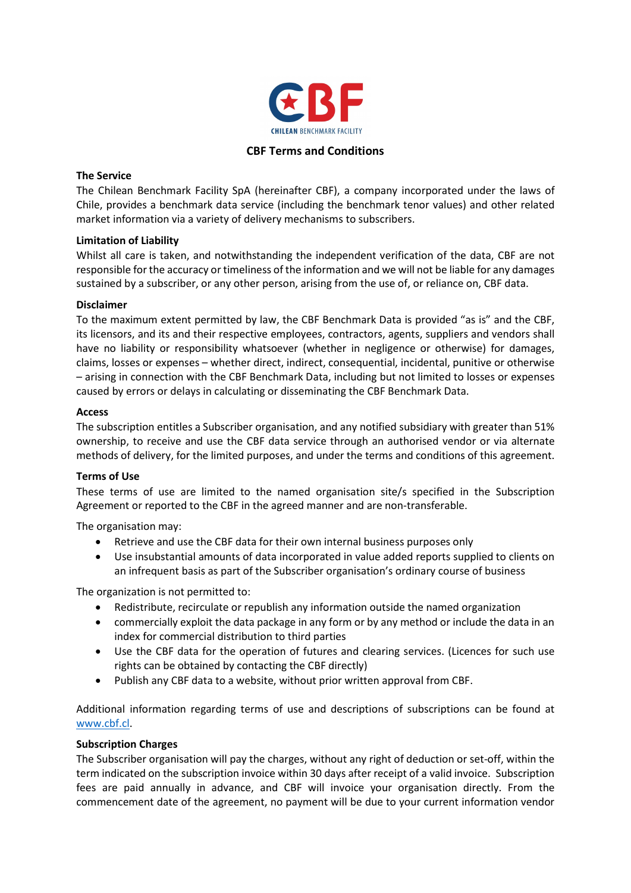# CBF Terms and Conditions

## The Service

The Chilean Benchmark Facility SpA (hereinafter CBF), a company incorporated under the laws of Chile, provides a benchmark data service (including the benchmark tenor values) and other related market information via a variety of delivery mechanisms to subscribers.

## Limitation of Liability

Whilst all care is taken, and notwithstanding the independent verification of the data, CBF are not responsible for the accuracy or timeliness of the information and we will not be liable for any damages sustained by a subscriber, or any other person, arising from the use of, or reliance on, CBF data.

## Disclaimer

To the maximum extent permitted by law, the CBF Benchmark Data is provided "as is" and the CBF, its licensors, and its and their respective employees, contractors, agents, suppliers and vendors shall have no liability or responsibility whatsoever (whether in negligence or otherwise) for damages, claims, losses or expenses – whether direct, indirect, consequential, incidental, punitive or otherwise – arising in connection with the CBF Benchmark Data, including but not limited to losses or expenses caused by errors or delays in calculating or disseminating the CBF Benchmark Data.

## Access

The subscription entitles a Subscriber organisation, and any notified subsidiary with greater than 51% ownership, to receive and use the CBF data service through an authorised vendor or via alternate methods of delivery, for the limited purposes, and under the terms and conditions of this agreement.

## Terms of Use

These terms of use are limited to the named organisation site/s specified in the Subscription Agreement or reported to the CBF in the agreed manner and are non-transferable.

The organisation may:

- Retrieve and use the CBF data for their own internal business purposes only
- Use insubstantial amounts of data incorporated in value added reports supplied to clients on an infrequent basis as part of the Subscriber organisation's ordinary course of business

The organization is not permitted to:

- Redistribute, recirculate or republish any information outside the named organization
- commercially exploit the data package in any form or by any method or include the data in an index for commercial distribution to third parties
- Use the CBF data for the operation of futures and clearing services. (Licences for such use rights can be obtained by contacting the CBF directly)
- Publish any CBF data to a website, without prior written approval from CBF.

Additional information regarding terms of use and descriptions of subscriptions can be found at [www.cbf.cl](http://www.cbf.cl).

## Subscription Charges

The Subscriber organisation will pay the charges, without any right of deduction or set-off, within the term indicated on the subscription invoice within 30 days after receipt of a valid invoice. Subscription fees are paid annually in advance, and CBF will invoice your organisation directly. From the commencement date of the agreement, no payment will be due to your current information vendor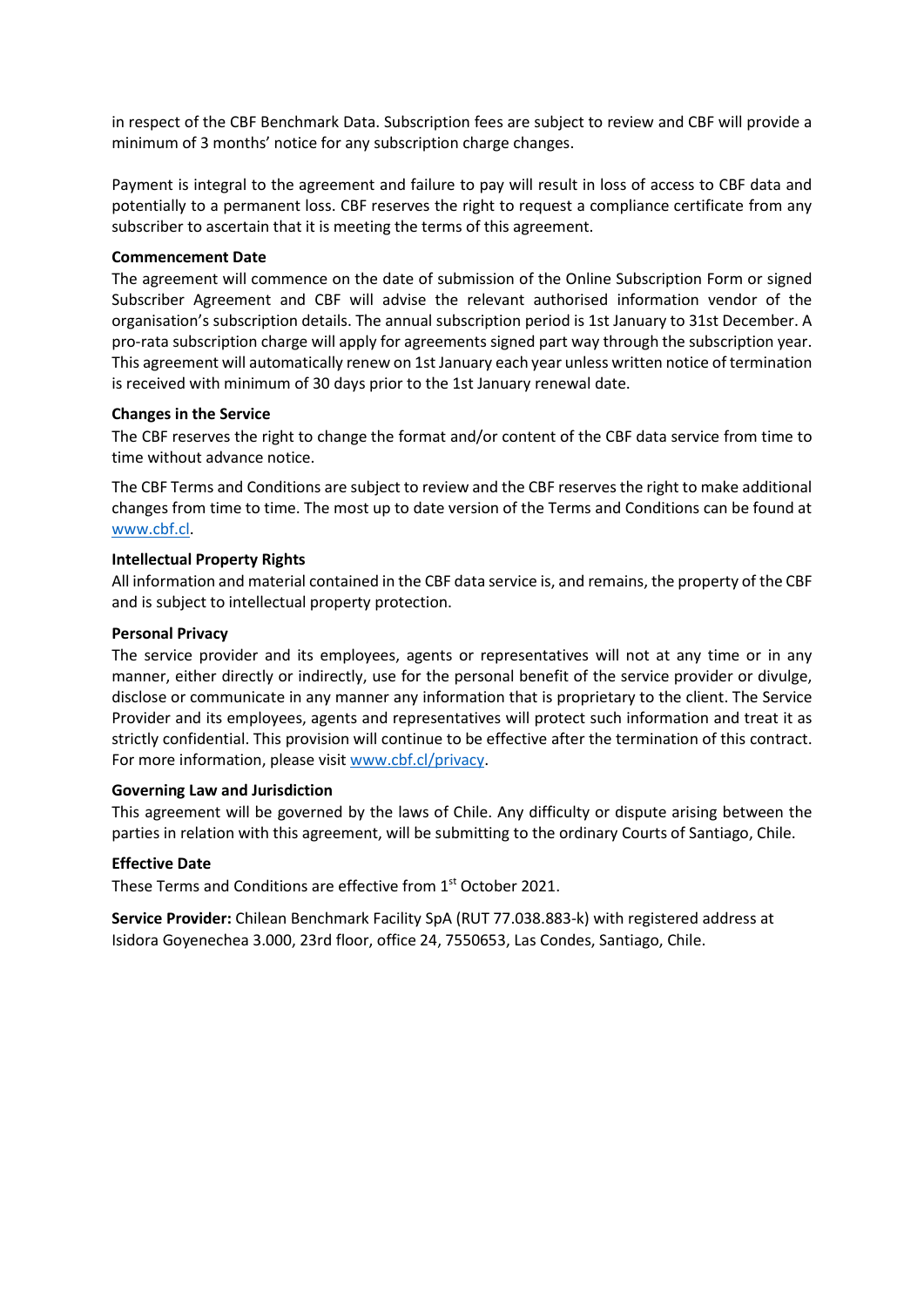in respect of the CBF Benchmark Data. Subscription fees are subject to review and CBF will provide a minimum of 3 months' notice for any subscription charge changes.

Payment is integral to the agreement and failure to pay will result in loss of access to CBF data and potentially to a permanent loss. CBF reserves the right to request a compliance certificate from any subscriber to ascertain that it is meeting the terms of this agreement.

**Commencement Date**

The agreement will commence on the date of submission of the Online Subscription Form or signed Subscriber Agreement and CBF will advise the relevant authorised information vendor of the organisation's subscription details. The annual subscription period is 1st January to 31st December. A pro-rata subscription charge will apply for agreements signed part way through the subscription year. This agreement will automatically renew on 1st January each year unless written notice of termination is received with minimum of 30 days prior to the 1st January renewal date.

**Changes in the Service**

The CBF reserves the right to change the format and/or content of the CBF data service from time to time without advance notice.

The CBF Terms and Conditions are subject to review and the CBF reserves the right to make additional changes from time to time. The most up to date version of the Terms and Conditions can be found at www.cbf.cl.

**Intellectual Property Rights**

All information and material contained in the CBF data service is, and remains, the property of the CBF and is subject to intellectual property protection.

**Personal Privacy**

The service provider and its employees, agents or representatives will not at any time or in any manner, either directly or indirectly, use for the personal benefit of the service provider or divulge, disclose or communicate in any manner any information that is proprietary to the client. The Service Provider and its employees, agents and representatives will protect such information and treat it as strictly confidential. This provision will continue to be effective after the termination of this contract. For more information, please visit www.cbf.cl/privacy.

**Governing Law and Jurisdiction**

This agreement will be governed by the laws of Chile. Any difficulty or dispute arising between the parties in relation with this agreement, will be submitting to the ordinary Courts of Santiago, Chile.

**Effective Date**

These Terms and Conditions are effective from 1st October 2021.

**Service Provider:** Chilean Benchmark Facility SpA (RUT 77.038.883-k) with registered address at Isidora Goyenechea 3.000, 23rd floor, office 24, 7550653, Las Condes, Santiago, Chile.